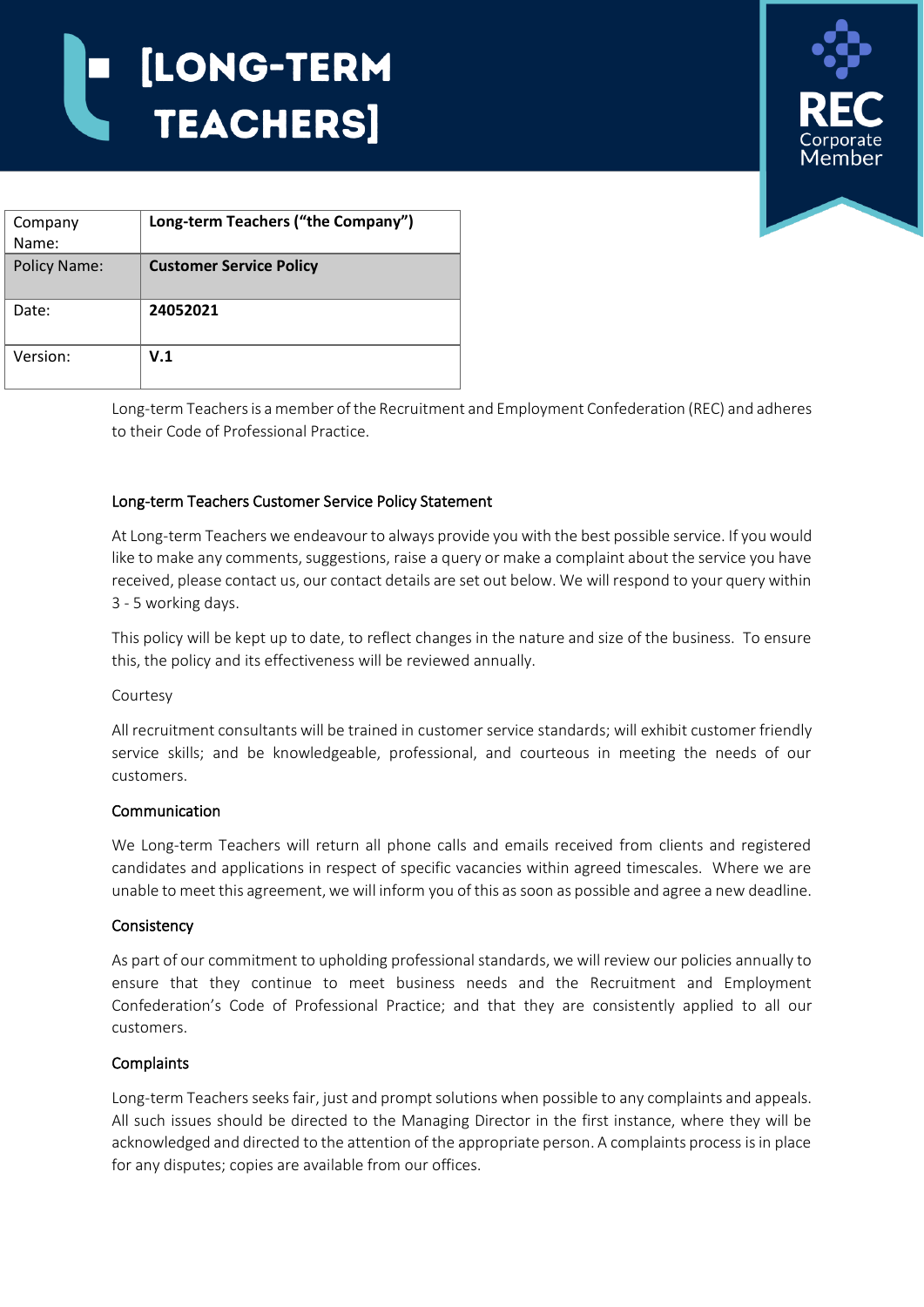# [LONG-TERM TEACHERS]

REC Corporate Member

| Company Name: | **Long-term Teachers ("the Company")** |
|---|---|
| Policy Name: | **Customer Service Policy** |
| Date: | **24052021** |
| Version: | **V.1** |

Long-term Teachers is a member of the Recruitment and Employment Confederation (REC) and adheres to their Code of Professional Practice.

## Long-term Teachers Customer Service Policy Statement

At Long-term Teachers we endeavour to always provide you with the best possible service. If you would like to make any comments, suggestions, raise a query or make a complaint about the service you have received, please contact us, our contact details are set out below. We will respond to your query within 3 - 5 working days.

This policy will be kept up to date, to reflect changes in the nature and size of the business. To ensure this, the policy and its effectiveness will be reviewed annually.

### Courtesy

All recruitment consultants will be trained in customer service standards; will exhibit customer friendly service skills; and be knowledgeable, professional, and courteous in meeting the needs of our customers.

### Communication

We Long-term Teachers will return all phone calls and emails received from clients and registered candidates and applications in respect of specific vacancies within agreed timescales. Where we are unable to meet this agreement, we will inform you of this as soon as possible and agree a new deadline.

### Consistency

As part of our commitment to upholding professional standards, we will review our policies annually to ensure that they continue to meet business needs and the Recruitment and Employment Confederation's Code of Professional Practice; and that they are consistently applied to all our customers.

### Complaints

Long-term Teachers seeks fair, just and prompt solutions when possible to any complaints and appeals. All such issues should be directed to the Managing Director in the first instance, where they will be acknowledged and directed to the attention of the appropriate person. A complaints process is in place for any disputes; copies are available from our offices.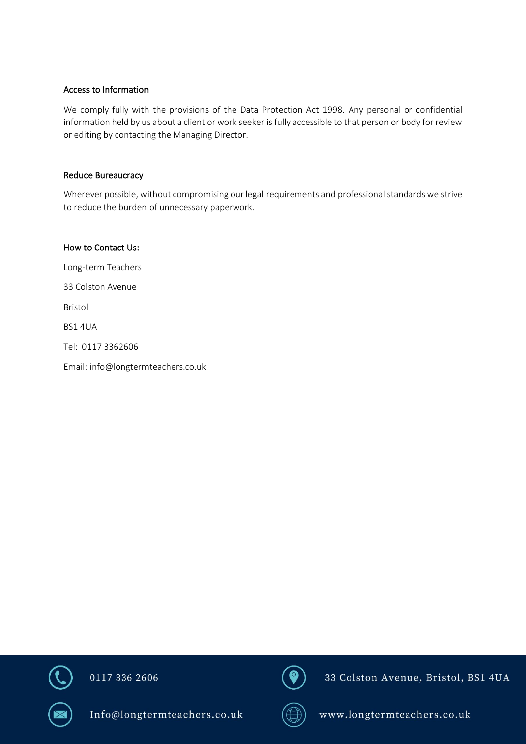### Access to Information

We comply fully with the provisions of the Data Protection Act 1998. Any personal or confidential information held by us about a client or work seeker is fully accessible to that person or body for review or editing by contacting the Managing Director.

### Reduce Bureaucracy

Wherever possible, without compromising our legal requirements and professional standards we strive to reduce the burden of unnecessary paperwork.

### How to Contact Us:

Long-term Teachers

33 Colston Avenue

Bristol

BS1 4UA

Tel: 0117 3362606

Email: info@longtermteachers.co.uk